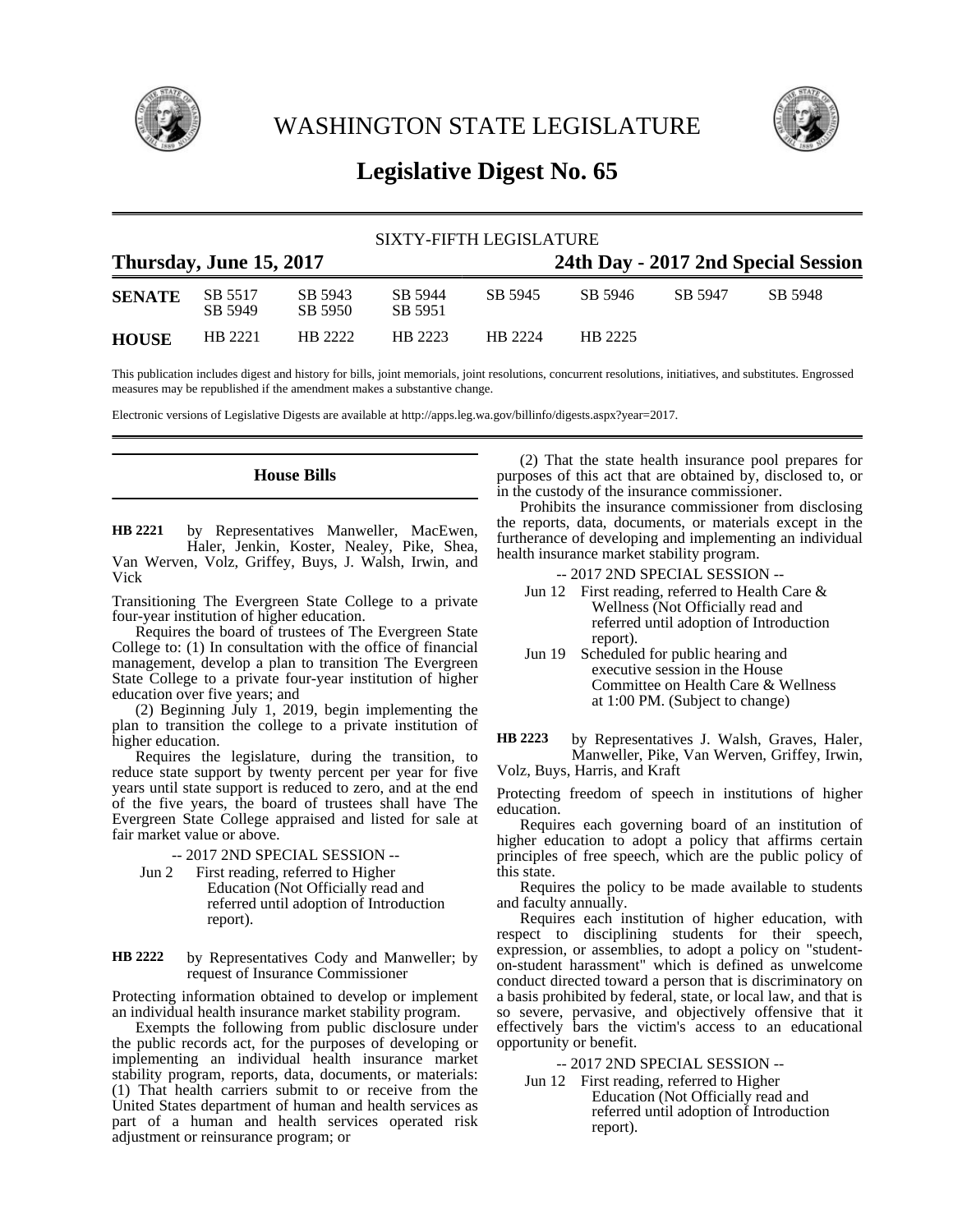# WASHINGTON STATE LEGISLATURE

## Legislative Digest No. 65

SIXTY-FIFTH LEGISLATURE

**Thursday, June 15, 2017** **24th Day - 2017 2nd Special Session**

| | | | | | | | |
|---|---|---|---|---|---|---|---|
| **SENATE** | SB 5517 | SB 5943 | SB 5944 | SB 5945 | SB 5946 | SB 5947 | SB 5948 |
| | SB 5949 | SB 5950 | SB 5951 | | | | |
| **HOUSE** | HB 2221 | HB 2222 | HB 2223 | HB 2224 | HB 2225 | | |

This publication includes digest and history for bills, joint memorials, joint resolutions, concurrent resolutions, initiatives, and substitutes. Engrossed measures may be republished if the amendment makes a substantive change.

Electronic versions of Legislative Digests are available at http://apps.leg.wa.gov/billinfo/digests.aspx?year=2017.

### House Bills

**HB 2221** by Representatives Manweller, MacEwen, Haler, Jenkin, Koster, Nealey, Pike, Shea, Van Werven, Volz, Griffey, Buys, J. Walsh, Irwin, and Vick

Transitioning The Evergreen State College to a private four-year institution of higher education.

Requires the board of trustees of The Evergreen State College to: (1) In consultation with the office of financial management, develop a plan to transition The Evergreen State College to a private four-year institution of higher education over five years; and

(2) Beginning July 1, 2019, begin implementing the plan to transition the college to a private institution of higher education.

Requires the legislature, during the transition, to reduce state support by twenty percent per year for five years until state support is reduced to zero, and at the end of the five years, the board of trustees shall have The Evergreen State College appraised and listed for sale at fair market value or above.

-- 2017 2ND SPECIAL SESSION --

Jun 2 First reading, referred to Higher Education (Not Officially read and referred until adoption of Introduction report).

**HB 2222** by Representatives Cody and Manweller; by request of Insurance Commissioner

Protecting information obtained to develop or implement an individual health insurance market stability program.

Exempts the following from public disclosure under the public records act, for the purposes of developing or implementing an individual health insurance market stability program, reports, data, documents, or materials: (1) That health carriers submit to or receive from the United States department of human and health services as part of a human and health services operated risk adjustment or reinsurance program; or

(2) That the state health insurance pool prepares for purposes of this act that are obtained by, disclosed to, or in the custody of the insurance commissioner.

Prohibits the insurance commissioner from disclosing the reports, data, documents, or materials except in the furtherance of developing and implementing an individual health insurance market stability program.

-- 2017 2ND SPECIAL SESSION --

Jun 12 First reading, referred to Health Care & Wellness (Not Officially read and referred until adoption of Introduction report).

Jun 19 Scheduled for public hearing and executive session in the House Committee on Health Care & Wellness at 1:00 PM. (Subject to change)

**HB 2223** by Representatives J. Walsh, Graves, Haler, Manweller, Pike, Van Werven, Griffey, Irwin, Volz, Buys, Harris, and Kraft

Protecting freedom of speech in institutions of higher education.

Requires each governing board of an institution of higher education to adopt a policy that affirms certain principles of free speech, which are the public policy of this state.

Requires the policy to be made available to students and faculty annually.

Requires each institution of higher education, with respect to disciplining students for their speech, expression, or assemblies, to adopt a policy on "student-on-student harassment" which is defined as unwelcome conduct directed toward a person that is discriminatory on a basis prohibited by federal, state, or local law, and that is so severe, pervasive, and objectively offensive that it effectively bars the victim's access to an educational opportunity or benefit.

-- 2017 2ND SPECIAL SESSION --

Jun 12 First reading, referred to Higher Education (Not Officially read and referred until adoption of Introduction report).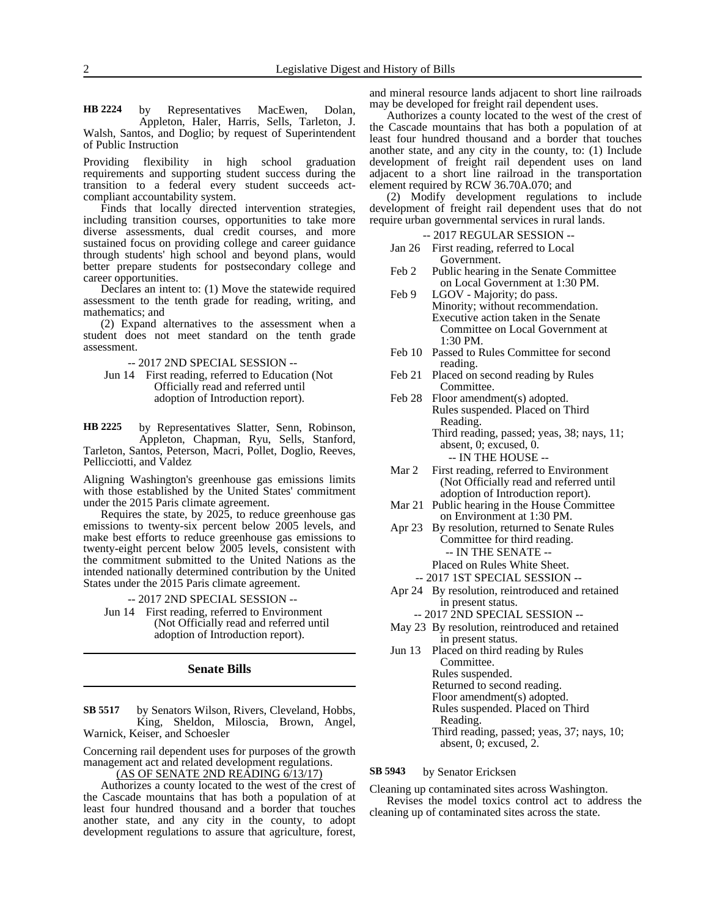**HB 2224** by Representatives MacEwen, Dolan, Appleton, Haler, Harris, Sells, Tarleton, J. Walsh, Santos, and Doglio; by request of Superintendent of Public Instruction

Providing flexibility in high school graduation requirements and supporting student success during the transition to a federal every student succeeds act-compliant accountability system.

Finds that locally directed intervention strategies, including transition courses, opportunities to take more diverse assessments, dual credit courses, and more sustained focus on providing college and career guidance through students' high school and beyond plans, would better prepare students for postsecondary college and career opportunities.

Declares an intent to: (1) Move the statewide required assessment to the tenth grade for reading, writing, and mathematics; and

(2) Expand alternatives to the assessment when a student does not meet standard on the tenth grade assessment.

-- 2017 2ND SPECIAL SESSION --

Jun 14 First reading, referred to Education (Not Officially read and referred until adoption of Introduction report).

**HB 2225** by Representatives Slatter, Senn, Robinson, Appleton, Chapman, Ryu, Sells, Stanford, Tarleton, Santos, Peterson, Macri, Pollet, Doglio, Reeves, Pellicciotti, and Valdez

Aligning Washington's greenhouse gas emissions limits with those established by the United States' commitment under the 2015 Paris climate agreement.

Requires the state, by 2025, to reduce greenhouse gas emissions to twenty-six percent below 2005 levels, and make best efforts to reduce greenhouse gas emissions to twenty-eight percent below 2005 levels, consistent with the commitment submitted to the United Nations as the intended nationally determined contribution by the United States under the 2015 Paris climate agreement.

-- 2017 2ND SPECIAL SESSION --

Jun 14 First reading, referred to Environment (Not Officially read and referred until adoption of Introduction report).

## Senate Bills

**SB 5517** by Senators Wilson, Rivers, Cleveland, Hobbs, King, Sheldon, Miloscia, Brown, Angel, Warnick, Keiser, and Schoesler

Concerning rail dependent uses for purposes of the growth management act and related development regulations.

(AS OF SENATE 2ND READING 6/13/17)

Authorizes a county located to the west of the crest of the Cascade mountains that has both a population of at least four hundred thousand and a border that touches another state, and any city in the county, to adopt development regulations to assure that agriculture, forest, and mineral resource lands adjacent to short line railroads may be developed for freight rail dependent uses.

Authorizes a county located to the west of the crest of the Cascade mountains that has both a population of at least four hundred thousand and a border that touches another state, and any city in the county, to: (1) Include development of freight rail dependent uses on land adjacent to a short line railroad in the transportation element required by RCW 36.70A.070; and

(2) Modify development regulations to include development of freight rail dependent uses that do not require urban governmental services in rural lands.

-- 2017 REGULAR SESSION --

Jan 26 First reading, referred to Local Government.

Feb 2 Public hearing in the Senate Committee on Local Government at 1:30 PM.

Feb 9 LGOV - Majority; do pass. Minority; without recommendation. Executive action taken in the Senate Committee on Local Government at 1:30 PM.

Feb 10 Passed to Rules Committee for second reading.

Feb 21 Placed on second reading by Rules Committee.

Feb 28 Floor amendment(s) adopted. Rules suspended. Placed on Third Reading. Third reading, passed; yeas, 38; nays, 11; absent, 0; excused, 0.

-- IN THE HOUSE --

Mar 2 First reading, referred to Environment (Not Officially read and referred until adoption of Introduction report).

Mar 21 Public hearing in the House Committee on Environment at 1:30 PM.

Apr 23 By resolution, returned to Senate Rules Committee for third reading.

-- IN THE SENATE --

Placed on Rules White Sheet.

-- 2017 1ST SPECIAL SESSION --

Apr 24 By resolution, reintroduced and retained in present status.

-- 2017 2ND SPECIAL SESSION --

May 23 By resolution, reintroduced and retained in present status.

Jun 13 Placed on third reading by Rules Committee. Rules suspended. Returned to second reading. Floor amendment(s) adopted. Rules suspended. Placed on Third Reading. Third reading, passed; yeas, 37; nays, 10; absent, 0; excused, 2.

**SB 5943** by Senator Ericksen

Cleaning up contaminated sites across Washington.

Revises the model toxics control act to address the cleaning up of contaminated sites across the state.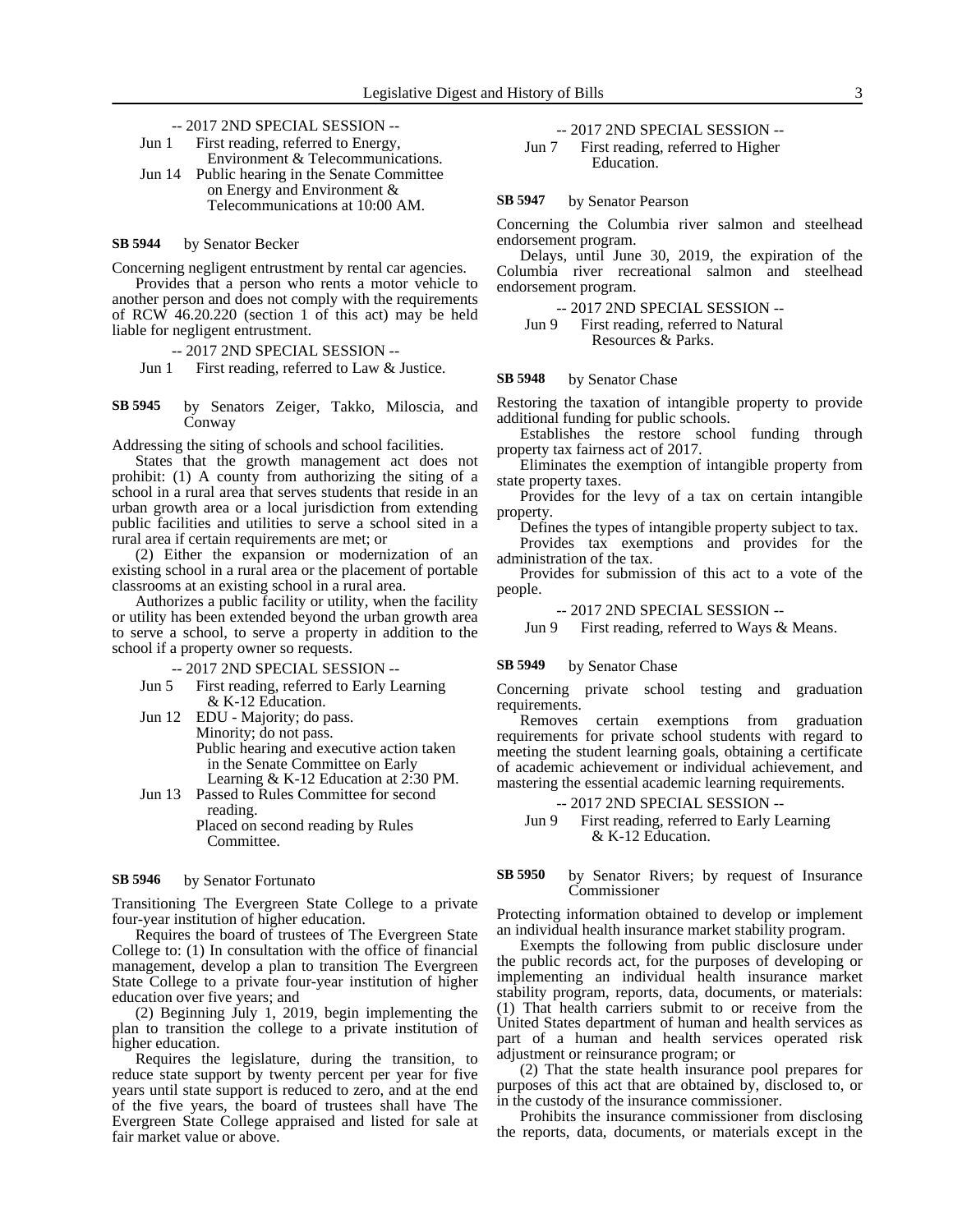-- 2017 2ND SPECIAL SESSION --

Jun 1 First reading, referred to Energy, Environment & Telecommunications.

Jun 14 Public hearing in the Senate Committee on Energy and Environment & Telecommunications at 10:00 AM.

**SB 5944** by Senator Becker

Concerning negligent entrustment by rental car agencies.

Provides that a person who rents a motor vehicle to another person and does not comply with the requirements of RCW 46.20.220 (section 1 of this act) may be held liable for negligent entrustment.

-- 2017 2ND SPECIAL SESSION --

Jun 1 First reading, referred to Law & Justice.

**SB 5945** by Senators Zeiger, Takko, Miloscia, and Conway

Addressing the siting of schools and school facilities.

States that the growth management act does not prohibit: (1) A county from authorizing the siting of a school in a rural area that serves students that reside in an urban growth area or a local jurisdiction from extending public facilities and utilities to serve a school sited in a rural area if certain requirements are met; or

(2) Either the expansion or modernization of an existing school in a rural area or the placement of portable classrooms at an existing school in a rural area.

Authorizes a public facility or utility, when the facility or utility has been extended beyond the urban growth area to serve a school, to serve a property in addition to the school if a property owner so requests.

-- 2017 2ND SPECIAL SESSION --

Jun 5 First reading, referred to Early Learning & K-12 Education.

Jun 12 EDU - Majority; do pass.
Minority; do not pass.
Public hearing and executive action taken in the Senate Committee on Early Learning & K-12 Education at 2:30 PM.

Jun 13 Passed to Rules Committee for second reading.
Placed on second reading by Rules Committee.

**SB 5946** by Senator Fortunato

Transitioning The Evergreen State College to a private four-year institution of higher education.

Requires the board of trustees of The Evergreen State College to: (1) In consultation with the office of financial management, develop a plan to transition The Evergreen State College to a private four-year institution of higher education over five years; and

(2) Beginning July 1, 2019, begin implementing the plan to transition the college to a private institution of higher education.

Requires the legislature, during the transition, to reduce state support by twenty percent per year for five years until state support is reduced to zero, and at the end of the five years, the board of trustees shall have The Evergreen State College appraised and listed for sale at fair market value or above.

-- 2017 2ND SPECIAL SESSION --

Jun 7 First reading, referred to Higher Education.

**SB 5947** by Senator Pearson

Concerning the Columbia river salmon and steelhead endorsement program.

Delays, until June 30, 2019, the expiration of the Columbia river recreational salmon and steelhead endorsement program.

-- 2017 2ND SPECIAL SESSION --

Jun 9 First reading, referred to Natural Resources & Parks.

**SB 5948** by Senator Chase

Restoring the taxation of intangible property to provide additional funding for public schools.

Establishes the restore school funding through property tax fairness act of 2017.

Eliminates the exemption of intangible property from state property taxes.

Provides for the levy of a tax on certain intangible property.

Defines the types of intangible property subject to tax.

Provides tax exemptions and provides for the administration of the tax.

Provides for submission of this act to a vote of the people.

-- 2017 2ND SPECIAL SESSION --

Jun 9 First reading, referred to Ways & Means.

**SB 5949** by Senator Chase

Concerning private school testing and graduation requirements.

Removes certain exemptions from graduation requirements for private school students with regard to meeting the student learning goals, obtaining a certificate of academic achievement or individual achievement, and mastering the essential academic learning requirements.

-- 2017 2ND SPECIAL SESSION --

Jun 9 First reading, referred to Early Learning & K-12 Education.

**SB 5950** by Senator Rivers; by request of Insurance Commissioner

Protecting information obtained to develop or implement an individual health insurance market stability program.

Exempts the following from public disclosure under the public records act, for the purposes of developing or implementing an individual health insurance market stability program, reports, data, documents, or materials: (1) That health carriers submit to or receive from the United States department of human and health services as part of a human and health services operated risk adjustment or reinsurance program; or

(2) That the state health insurance pool prepares for purposes of this act that are obtained by, disclosed to, or in the custody of the insurance commissioner.

Prohibits the insurance commissioner from disclosing the reports, data, documents, or materials except in the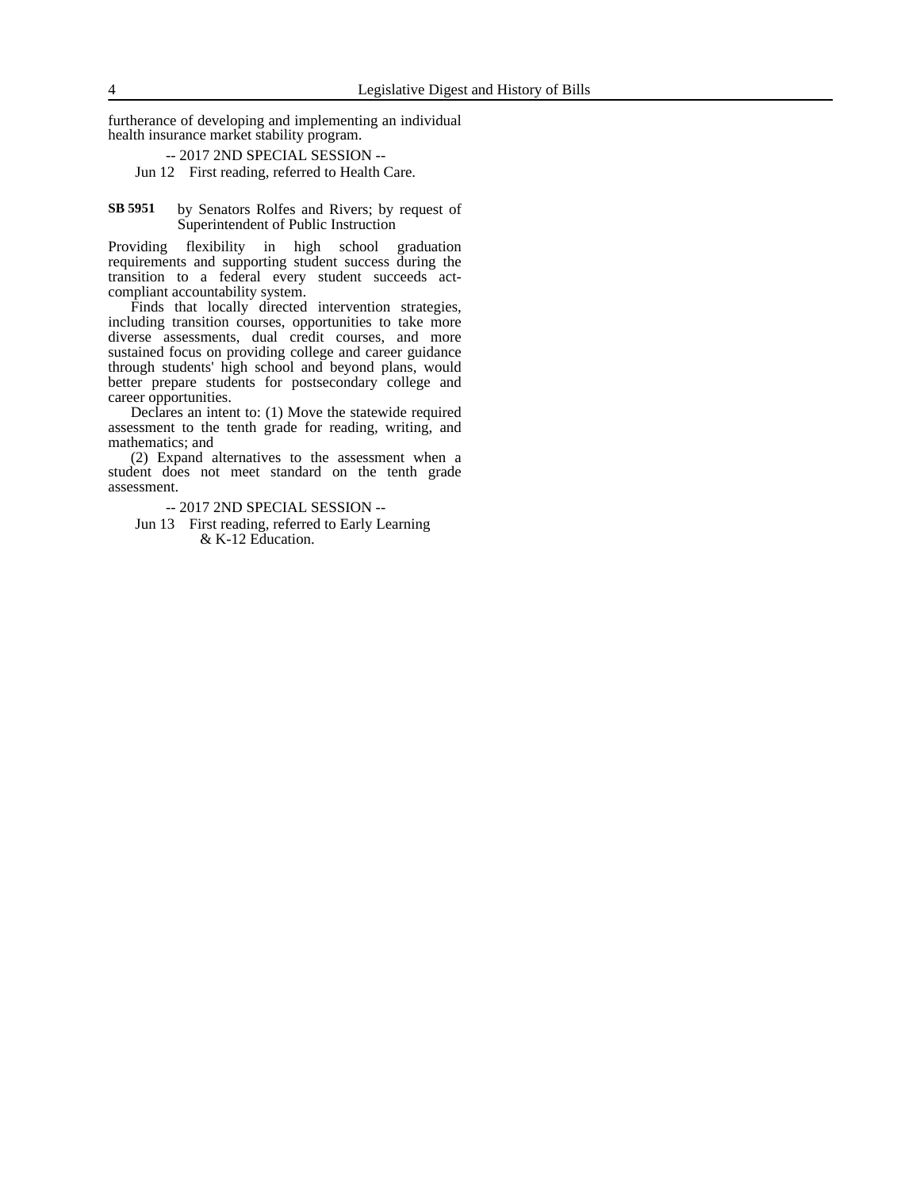furtherance of developing and implementing an individual health insurance market stability program.

-- 2017 2ND SPECIAL SESSION --

Jun 12 First reading, referred to Health Care.

**SB 5951** by Senators Rolfes and Rivers; by request of Superintendent of Public Instruction

Providing flexibility in high school graduation requirements and supporting student success during the transition to a federal every student succeeds act-compliant accountability system.

Finds that locally directed intervention strategies, including transition courses, opportunities to take more diverse assessments, dual credit courses, and more sustained focus on providing college and career guidance through students' high school and beyond plans, would better prepare students for postsecondary college and career opportunities.

Declares an intent to: (1) Move the statewide required assessment to the tenth grade for reading, writing, and mathematics; and

(2) Expand alternatives to the assessment when a student does not meet standard on the tenth grade assessment.

-- 2017 2ND SPECIAL SESSION --

Jun 13 First reading, referred to Early Learning & K-12 Education.